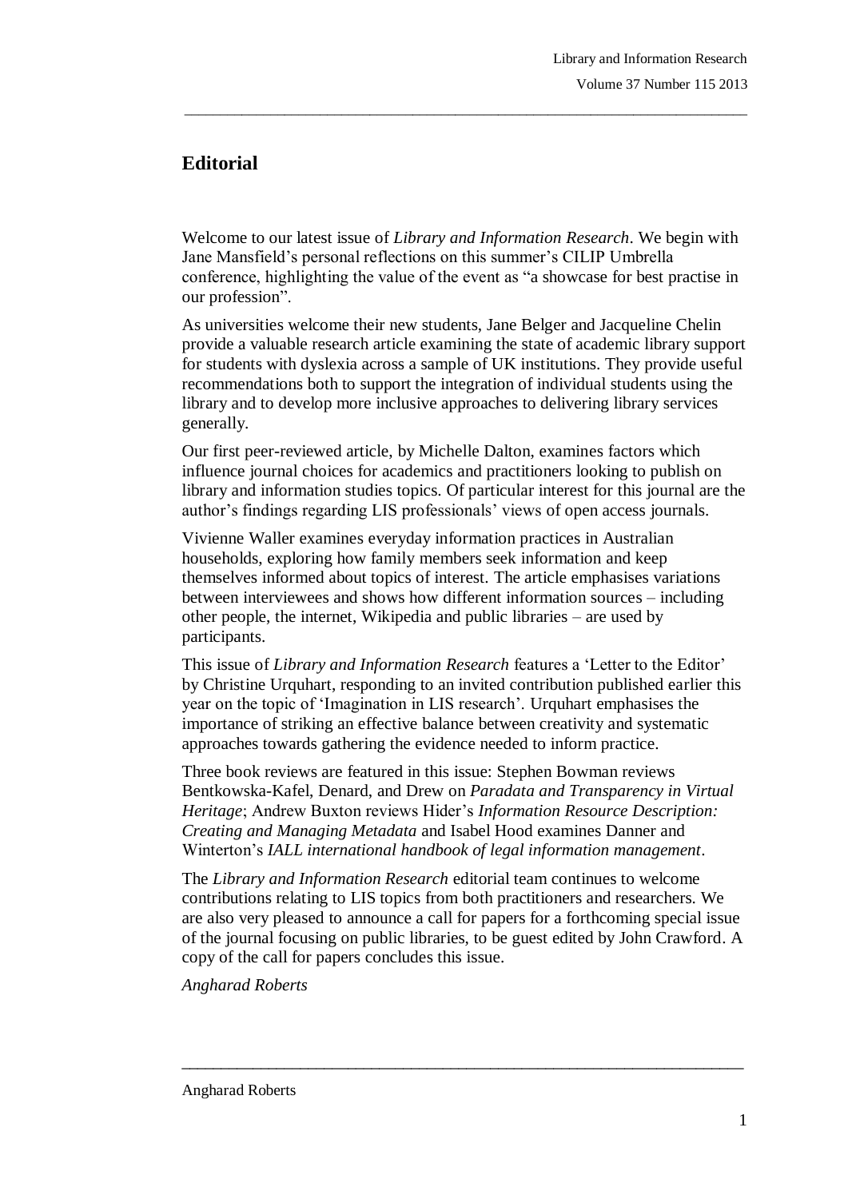# Editorial

Welcome to our latest issue of *Library and Information Research*. We begin with Jane Mansfield's personal reflections on this summer's CILIP Umbrella conference, highlighting the value of the event as "a showcase for best practise in our profession".

As universities welcome their new students, Jane Belger and Jacqueline Chelin provide a valuable research article examining the state of academic library support for students with dyslexia across a sample of UK institutions. They provide useful recommendations both to support the integration of individual students using the library and to develop more inclusive approaches to delivering library services generally.

Our first peer-reviewed article, by Michelle Dalton, examines factors which influence journal choices for academics and practitioners looking to publish on library and information studies topics. Of particular interest for this journal are the author's findings regarding LIS professionals' views of open access journals.

Vivienne Waller examines everyday information practices in Australian households, exploring how family members seek information and keep themselves informed about topics of interest. The article emphasises variations between interviewees and shows how different information sources – including other people, the internet, Wikipedia and public libraries – are used by participants.

This issue of *Library and Information Research* features a 'Letter to the Editor' by Christine Urquhart, responding to an invited contribution published earlier this year on the topic of 'Imagination in LIS research'. Urquhart emphasises the importance of striking an effective balance between creativity and systematic approaches towards gathering the evidence needed to inform practice.

Three book reviews are featured in this issue: Stephen Bowman reviews Bentkowska-Kafel, Denard, and Drew on *Paradata and Transparency in Virtual Heritage*; Andrew Buxton reviews Hider's *Information Resource Description: Creating and Managing Metadata* and Isabel Hood examines Danner and Winterton's *IALL international handbook of legal information management*.

The *Library and Information Research* editorial team continues to welcome contributions relating to LIS topics from both practitioners and researchers. We are also very pleased to announce a call for papers for a forthcoming special issue of the journal focusing on public libraries, to be guest edited by John Crawford. A copy of the call for papers concludes this issue.

*Angharad Roberts*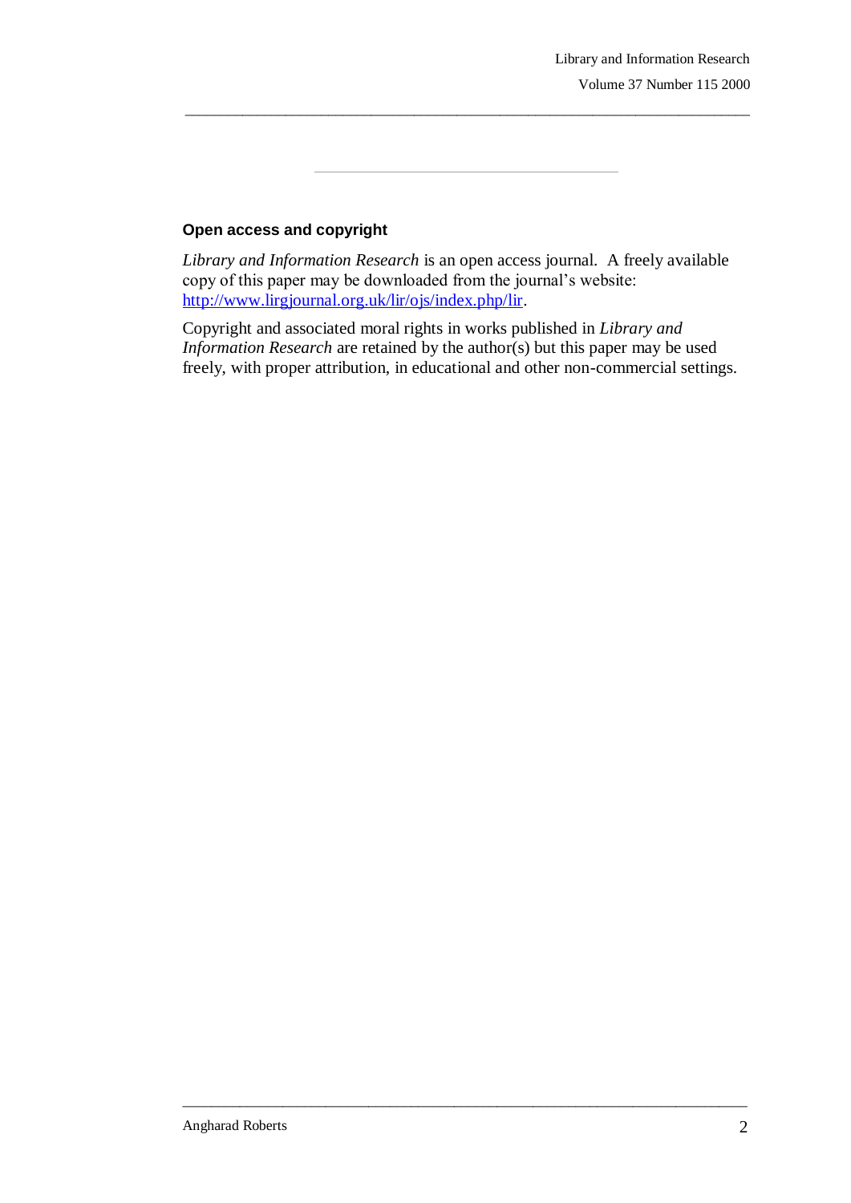**Open access and copyright**

*Library and Information Research* is an open access journal. A freely available copy of this paper may be downloaded from the journal's website: http://www.lirgjournal.org.uk/lir/ojs/index.php/lir.

Copyright and associated moral rights in works published in *Library and Information Research* are retained by the author(s) but this paper may be used freely, with proper attribution, in educational and other non-commercial settings.